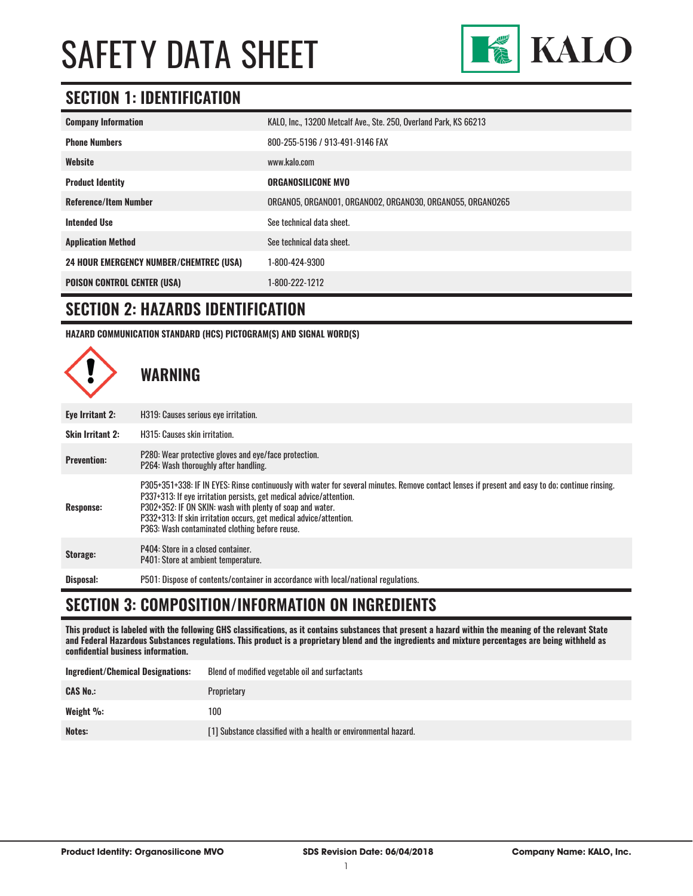# SAFETY DATA SHEET

KALO

## SECTION 1: IDENTIFICATION

| | |
|---|---|
| **Company Information** | KALO, Inc., 13200 Metcalf Ave., Ste. 250, Overland Park, KS 66213 |
| **Phone Numbers** | 800-255-5196 / 913-491-9146 FAX |
| **Website** | www.kalo.com |
| **Product Identity** | **ORGANOSILICONE MVO** |
| **Reference/Item Number** | ORGANO5, ORGANO01, ORGANO02, ORGANO30, ORGANO55, ORGANO265 |
| **Intended Use** | See technical data sheet. |
| **Application Method** | See technical data sheet. |
| **24 HOUR EMERGENCY NUMBER/CHEMTREC (USA)** | 1-800-424-9300 |
| **POISON CONTROL CENTER (USA)** | 1-800-222-1212 |

## SECTION 2: HAZARDS IDENTIFICATION

**HAZARD COMMUNICATION STANDARD (HCS) PICTOGRAM(S) AND SIGNAL WORD(S)**

**WARNING**

| | |
|---|---|
| **Eye Irritant 2:** | H319: Causes serious eye irritation. |
| **Skin Irritant 2:** | H315: Causes skin irritation. |
| **Prevention:** | P280: Wear protective gloves and eye/face protection.<br>P264: Wash thoroughly after handling. |
| **Response:** | P305+351+338: IF IN EYES: Rinse continuously with water for several minutes. Remove contact lenses if present and easy to do; continue rinsing.<br>P337+313: If eye irritation persists, get medical advice/attention.<br>P302+352: IF ON SKIN: wash with plenty of soap and water.<br>P332+313: If skin irritation occurs, get medical advice/attention.<br>P363: Wash contaminated clothing before reuse. |
| **Storage:** | P404: Store in a closed container.<br>P401: Store at ambient temperature. |
| **Disposal:** | P501: Dispose of contents/container in accordance with local/national regulations. |

## SECTION 3: COMPOSITION/INFORMATION ON INGREDIENTS

**This product is labeled with the following GHS classifications, as it contains substances that present a hazard within the meaning of the relevant State and Federal Hazardous Substances regulations. This product is a proprietary blend and the ingredients and mixture percentages are being withheld as confidential business information.**

| | |
|---|---|
| **Ingredient/Chemical Designations:** | Blend of modified vegetable oil and surfactants |
| **CAS No.:** | Proprietary |
| **Weight %:** | 100 |
| **Notes:** | [1] Substance classified with a health or environmental hazard. |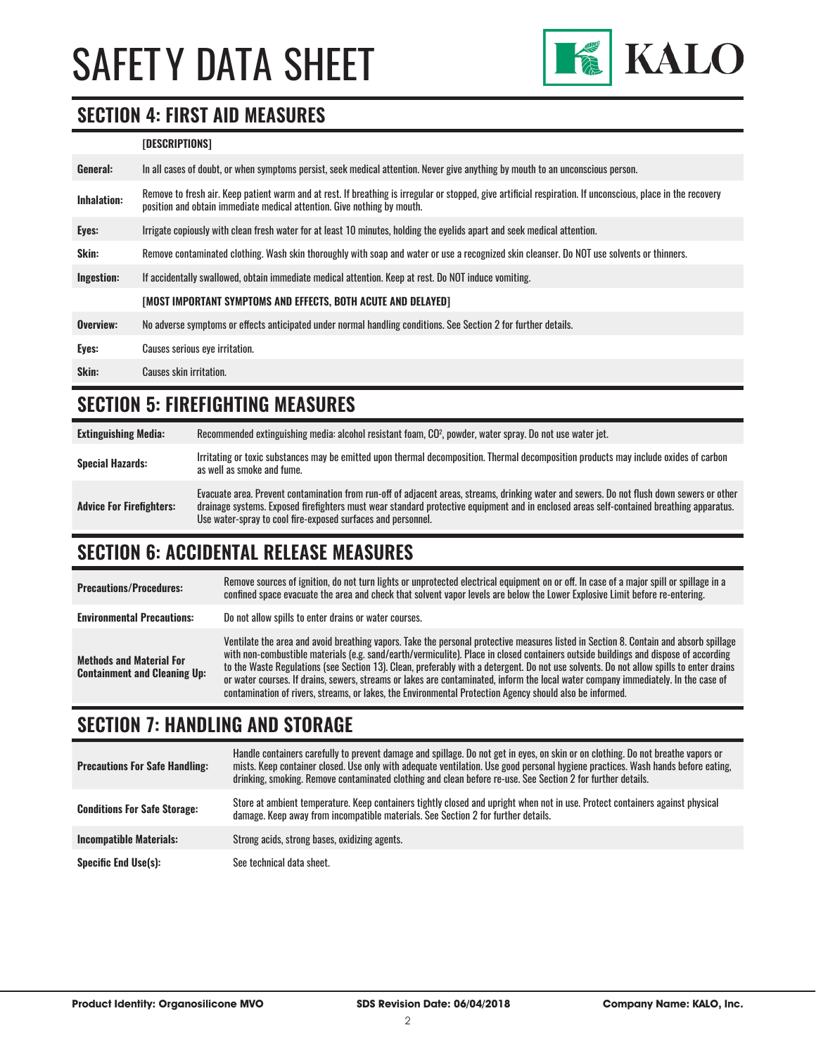# SAFETY DATA SHEET

## SECTION 4: FIRST AID MEASURES

| | [DESCRIPTIONS] |
|---|---|
| **General:** | In all cases of doubt, or when symptoms persist, seek medical attention. Never give anything by mouth to an unconscious person. |
| **Inhalation:** | Remove to fresh air. Keep patient warm and at rest. If breathing is irregular or stopped, give artificial respiration. If unconscious, place in the recovery position and obtain immediate medical attention. Give nothing by mouth. |
| **Eyes:** | Irrigate copiously with clean fresh water for at least 10 minutes, holding the eyelids apart and seek medical attention. |
| **Skin:** | Remove contaminated clothing. Wash skin thoroughly with soap and water or use a recognized skin cleanser. Do NOT use solvents or thinners. |
| **Ingestion:** | If accidentally swallowed, obtain immediate medical attention. Keep at rest. Do NOT induce vomiting. |
| | **[MOST IMPORTANT SYMPTOMS AND EFFECTS, BOTH ACUTE AND DELAYED]** |
| **Overview:** | No adverse symptoms or effects anticipated under normal handling conditions. See Section 2 for further details. |
| **Eyes:** | Causes serious eye irritation. |
| **Skin:** | Causes skin irritation. |

## SECTION 5: FIREFIGHTING MEASURES

| | |
|---|---|
| **Extinguishing Media:** | Recommended extinguishing media: alcohol resistant foam, $CO^2$, powder, water spray. Do not use water jet. |
| **Special Hazards:** | Irritating or toxic substances may be emitted upon thermal decomposition. Thermal decomposition products may include oxides of carbon as well as smoke and fume. |
| **Advice For Firefighters:** | Evacuate area. Prevent contamination from run-off of adjacent areas, streams, drinking water and sewers. Do not flush down sewers or other drainage systems. Exposed firefighters must wear standard protective equipment and in enclosed areas self-contained breathing apparatus. Use water-spray to cool fire-exposed surfaces and personnel. |

## SECTION 6: ACCIDENTAL RELEASE MEASURES

| | |
|---|---|
| **Precautions/Procedures:** | Remove sources of ignition, do not turn lights or unprotected electrical equipment on or off. In case of a major spill or spillage in a confined space evacuate the area and check that solvent vapor levels are below the Lower Explosive Limit before re-entering. |
| **Environmental Precautions:** | Do not allow spills to enter drains or water courses. |
| **Methods and Material For Containment and Cleaning Up:** | Ventilate the area and avoid breathing vapors. Take the personal protective measures listed in Section 8. Contain and absorb spillage with non-combustible materials (e.g. sand/earth/vermiculite). Place in closed containers outside buildings and dispose of according to the Waste Regulations (see Section 13). Clean, preferably with a detergent. Do not use solvents. Do not allow spills to enter drains or water courses. If drains, sewers, streams or lakes are contaminated, inform the local water company immediately. In the case of contamination of rivers, streams, or lakes, the Environmental Protection Agency should also be informed. |

## SECTION 7: HANDLING AND STORAGE

| | |
|---|---|
| **Precautions For Safe Handling:** | Handle containers carefully to prevent damage and spillage. Do not get in eyes, on skin or on clothing. Do not breathe vapors or mists. Keep container closed. Use only with adequate ventilation. Use good personal hygiene practices. Wash hands before eating, drinking, smoking. Remove contaminated clothing and clean before re-use. See Section 2 for further details. |
| **Conditions For Safe Storage:** | Store at ambient temperature. Keep containers tightly closed and upright when not in use. Protect containers against physical damage. Keep away from incompatible materials. See Section 2 for further details. |
| **Incompatible Materials:** | Strong acids, strong bases, oxidizing agents. |
| **Specific End Use(s):** | See technical data sheet. |

**Product Identity: Organosilicone MVO** | **SDS Revision Date: 06/04/2018** | **Company Name: KALO, Inc.**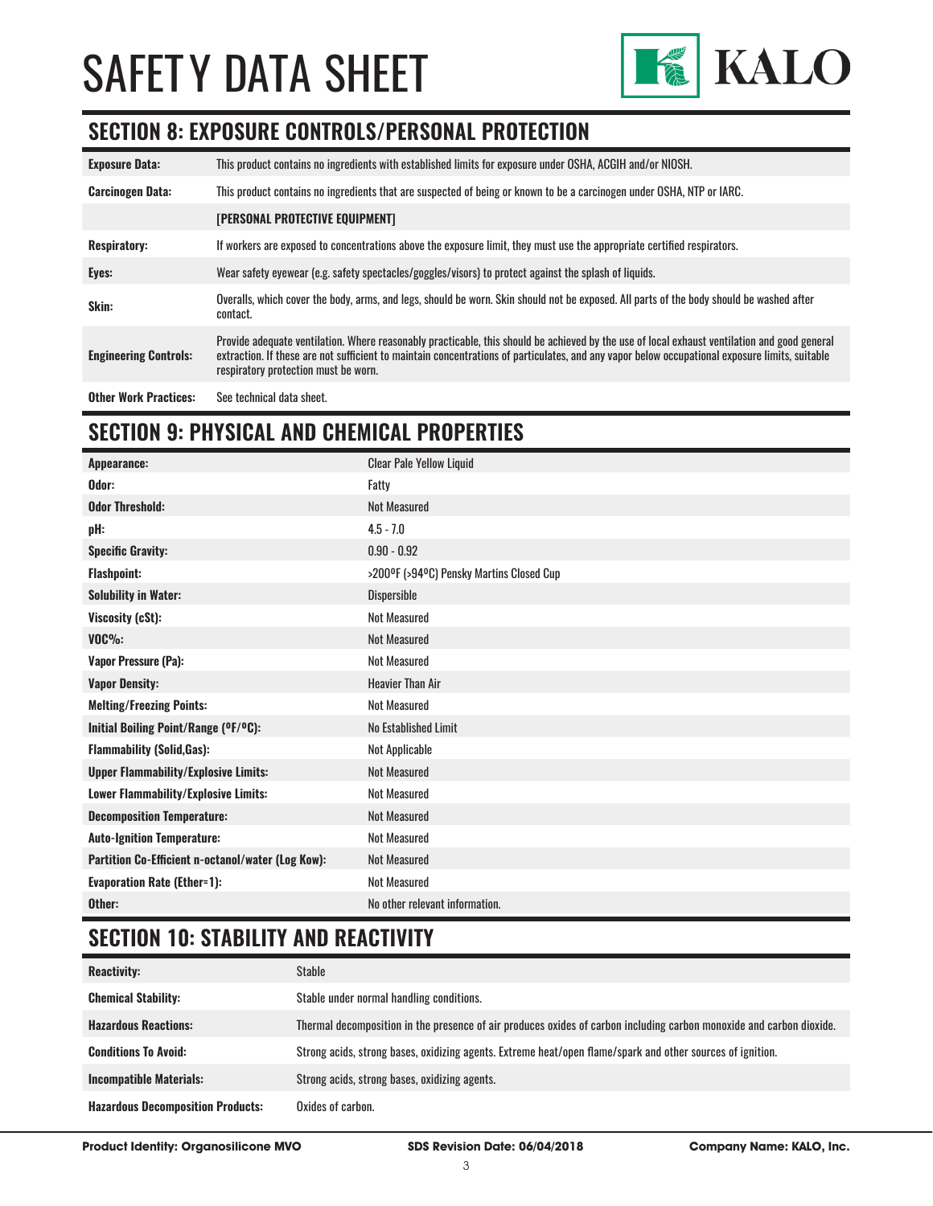# SAFETY DATA SHEET

## SECTION 8: EXPOSURE CONTROLS/PERSONAL PROTECTION

| | |
|---|---|
| **Exposure Data:** | This product contains no ingredients with established limits for exposure under OSHA, ACGIH and/or NIOSH. |
| **Carcinogen Data:** | This product contains no ingredients that are suspected of being or known to be a carcinogen under OSHA, NTP or IARC. |
| | **[PERSONAL PROTECTIVE EQUIPMENT]** |
| **Respiratory:** | If workers are exposed to concentrations above the exposure limit, they must use the appropriate certified respirators. |
| **Eyes:** | Wear safety eyewear (e.g. safety spectacles/goggles/visors) to protect against the splash of liquids. |
| **Skin:** | Overalls, which cover the body, arms, and legs, should be worn. Skin should not be exposed. All parts of the body should be washed after contact. |
| **Engineering Controls:** | Provide adequate ventilation. Where reasonably practicable, this should be achieved by the use of local exhaust ventilation and good general extraction. If these are not sufficient to maintain concentrations of particulates, and any vapor below occupational exposure limits, suitable respiratory protection must be worn. |
| **Other Work Practices:** | See technical data sheet. |

## SECTION 9: PHYSICAL AND CHEMICAL PROPERTIES

| | |
|---|---|
| **Appearance:** | Clear Pale Yellow Liquid |
| **Odor:** | Fatty |
| **Odor Threshold:** | Not Measured |
| **pH:** | 4.5 - 7.0 |
| **Specific Gravity:** | 0.90 - 0.92 |
| **Flashpoint:** | >200ºF (>94ºC) Pensky Martins Closed Cup |
| **Solubility in Water:** | Dispersible |
| **Viscosity (cSt):** | Not Measured |
| **VOC%:** | Not Measured |
| **Vapor Pressure (Pa):** | Not Measured |
| **Vapor Density:** | Heavier Than Air |
| **Melting/Freezing Points:** | Not Measured |
| **Initial Boiling Point/Range (ºF/ºC):** | No Established Limit |
| **Flammability (Solid,Gas):** | Not Applicable |
| **Upper Flammability/Explosive Limits:** | Not Measured |
| **Lower Flammability/Explosive Limits:** | Not Measured |
| **Decomposition Temperature:** | Not Measured |
| **Auto-Ignition Temperature:** | Not Measured |
| **Partition Co-Efficient n-octanol/water (Log Kow):** | Not Measured |
| **Evaporation Rate (Ether=1):** | Not Measured |
| **Other:** | No other relevant information. |

## SECTION 10: STABILITY AND REACTIVITY

| | |
|---|---|
| **Reactivity:** | Stable |
| **Chemical Stability:** | Stable under normal handling conditions. |
| **Hazardous Reactions:** | Thermal decomposition in the presence of air produces oxides of carbon including carbon monoxide and carbon dioxide. |
| **Conditions To Avoid:** | Strong acids, strong bases, oxidizing agents. Extreme heat/open flame/spark and other sources of ignition. |
| **Incompatible Materials:** | Strong acids, strong bases, oxidizing agents. |
| **Hazardous Decomposition Products:** | Oxides of carbon. |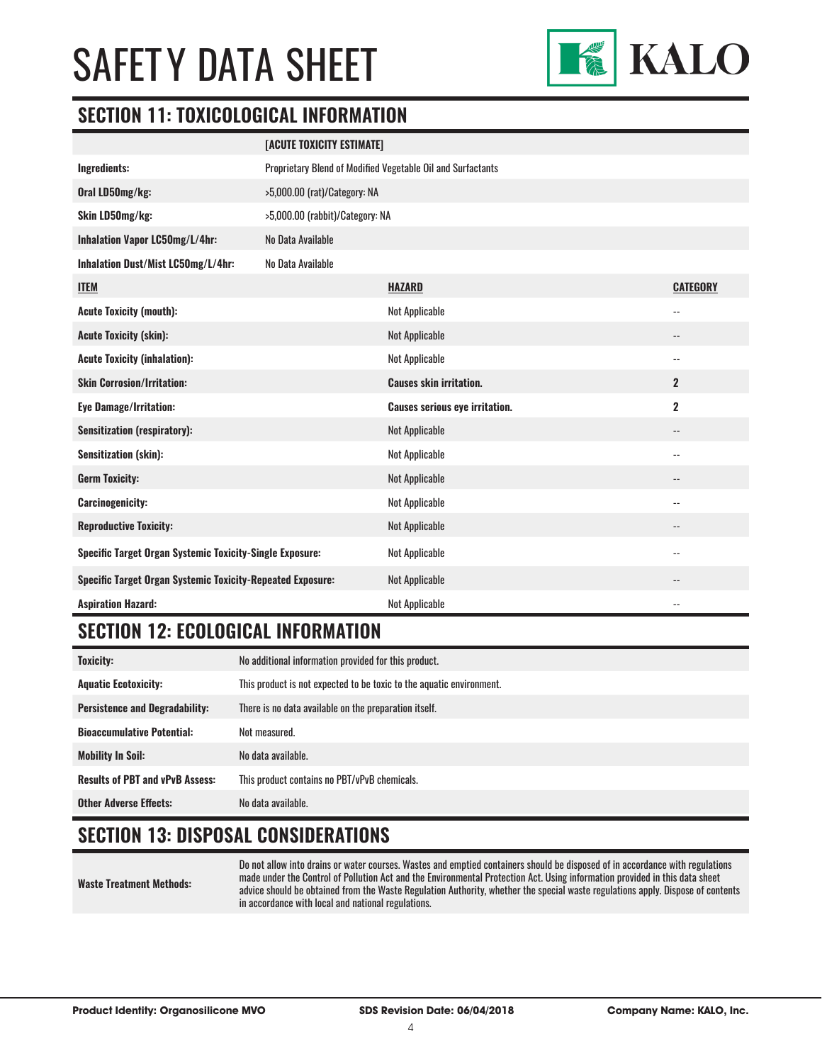## SECTION 11: TOXICOLOGICAL INFORMATION

| | [ACUTE TOXICITY ESTIMATE] |
|---|---|
| **Ingredients:** | Proprietary Blend of Modified Vegetable Oil and Surfactants |
| **Oral LD50mg/kg:** | >5,000.00 (rat)/Category: NA |
| **Skin LD50mg/kg:** | >5,000.00 (rabbit)/Category: NA |
| **Inhalation Vapor LC50mg/L/4hr:** | No Data Available |
| **Inhalation Dust/Mist LC50mg/L/4hr:** | No Data Available |

| **ITEM** | **HAZARD** | **CATEGORY** |
|---|---|---|
| **Acute Toxicity (mouth):** | Not Applicable | -- |
| **Acute Toxicity (skin):** | Not Applicable | -- |
| **Acute Toxicity (inhalation):** | Not Applicable | -- |
| **Skin Corrosion/Irritation:** | **Causes skin irritation.** | **2** |
| **Eye Damage/Irritation:** | **Causes serious eye irritation.** | **2** |
| **Sensitization (respiratory):** | Not Applicable | -- |
| **Sensitization (skin):** | Not Applicable | -- |
| **Germ Toxicity:** | Not Applicable | -- |
| **Carcinogenicity:** | Not Applicable | -- |
| **Reproductive Toxicity:** | Not Applicable | -- |
| **Specific Target Organ Systemic Toxicity-Single Exposure:** | Not Applicable | -- |
| **Specific Target Organ Systemic Toxicity-Repeated Exposure:** | Not Applicable | -- |
| **Aspiration Hazard:** | Not Applicable | -- |

## SECTION 12: ECOLOGICAL INFORMATION

| | |
|---|---|
| **Toxicity:** | No additional information provided for this product. |
| **Aquatic Ecotoxicity:** | This product is not expected to be toxic to the aquatic environment. |
| **Persistence and Degradability:** | There is no data available on the preparation itself. |
| **Bioaccumulative Potential:** | Not measured. |
| **Mobility In Soil:** | No data available. |
| **Results of PBT and vPvB Assess:** | This product contains no PBT/vPvB chemicals. |
| **Other Adverse Effects:** | No data available. |

## SECTION 13: DISPOSAL CONSIDERATIONS

| | |
|---|---|
| **Waste Treatment Methods:** | Do not allow into drains or water courses. Wastes and emptied containers should be disposed of in accordance with regulations made under the Control of Pollution Act and the Environmental Protection Act. Using information provided in this data sheet advice should be obtained from the Waste Regulation Authority, whether the special waste regulations apply. Dispose of contents in accordance with local and national regulations. |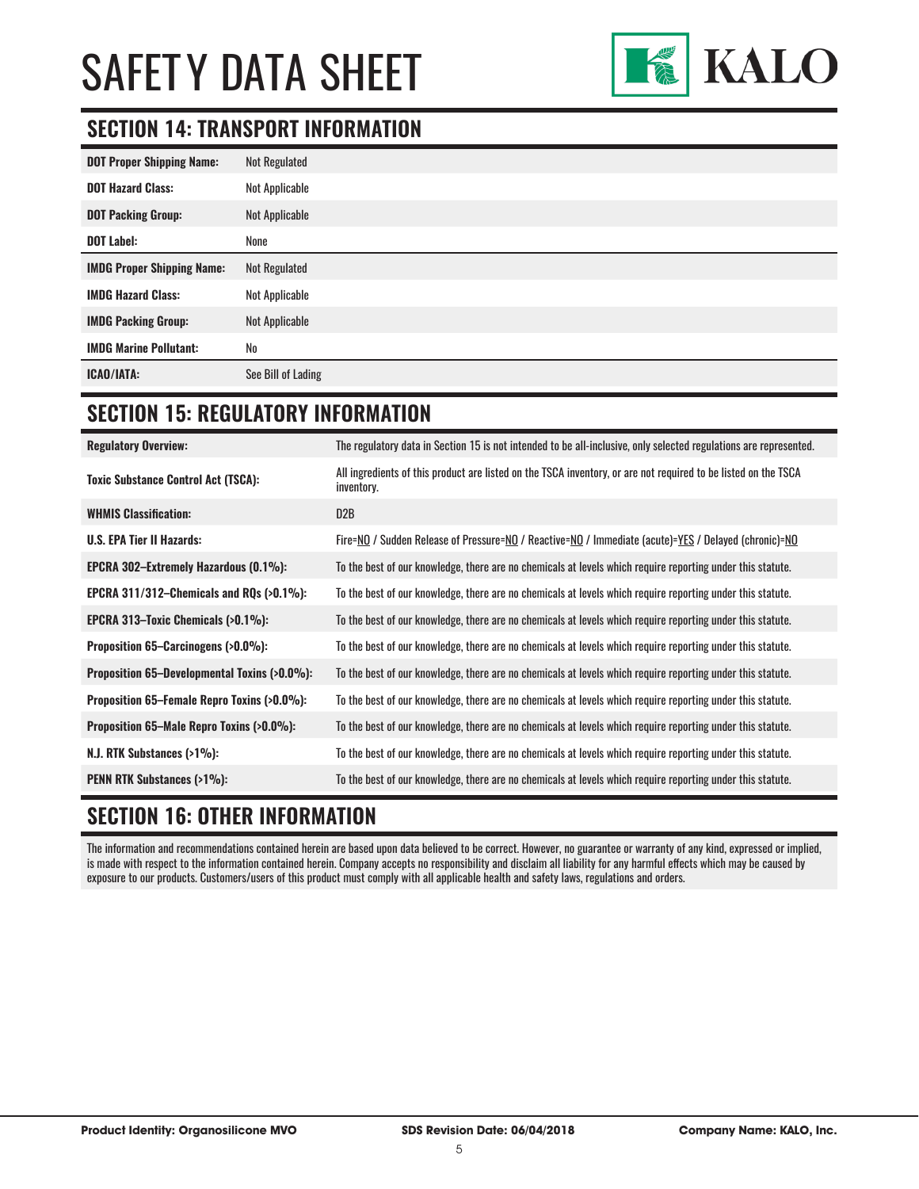## SECTION 14: TRANSPORT INFORMATION

| | |
|---|---|
| **DOT Proper Shipping Name:** | Not Regulated |
| **DOT Hazard Class:** | Not Applicable |
| **DOT Packing Group:** | Not Applicable |
| **DOT Label:** | None |
| **IMDG Proper Shipping Name:** | Not Regulated |
| **IMDG Hazard Class:** | Not Applicable |
| **IMDG Packing Group:** | Not Applicable |
| **IMDG Marine Pollutant:** | No |
| **ICAO/IATA:** | See Bill of Lading |

## SECTION 15: REGULATORY INFORMATION

| | |
|---|---|
| **Regulatory Overview:** | The regulatory data in Section 15 is not intended to be all-inclusive, only selected regulations are represented. |
| **Toxic Substance Control Act (TSCA):** | All ingredients of this product are listed on the TSCA inventory, or are not required to be listed on the TSCA inventory. |
| **WHMIS Classification:** | D2B |
| **U.S. EPA Tier II Hazards:** | Fire=NO / Sudden Release of Pressure=NO / Reactive=NO / Immediate (acute)=YES / Delayed (chronic)=NO |
| **EPCRA 302–Extremely Hazardous (0.1%):** | To the best of our knowledge, there are no chemicals at levels which require reporting under this statute. |
| **EPCRA 311/312–Chemicals and RQs (>0.1%):** | To the best of our knowledge, there are no chemicals at levels which require reporting under this statute. |
| **EPCRA 313–Toxic Chemicals (>0.1%):** | To the best of our knowledge, there are no chemicals at levels which require reporting under this statute. |
| **Proposition 65–Carcinogens (>0.0%):** | To the best of our knowledge, there are no chemicals at levels which require reporting under this statute. |
| **Proposition 65–Developmental Toxins (>0.0%):** | To the best of our knowledge, there are no chemicals at levels which require reporting under this statute. |
| **Proposition 65–Female Repro Toxins (>0.0%):** | To the best of our knowledge, there are no chemicals at levels which require reporting under this statute. |
| **Proposition 65–Male Repro Toxins (>0.0%):** | To the best of our knowledge, there are no chemicals at levels which require reporting under this statute. |
| **N.J. RTK Substances (>1%):** | To the best of our knowledge, there are no chemicals at levels which require reporting under this statute. |
| **PENN RTK Substances (>1%):** | To the best of our knowledge, there are no chemicals at levels which require reporting under this statute. |

## SECTION 16: OTHER INFORMATION

The information and recommendations contained herein are based upon data believed to be correct. However, no guarantee or warranty of any kind, expressed or implied, is made with respect to the information contained herein. Company accepts no responsibility and disclaim all liability for any harmful effects which may be caused by exposure to our products. Customers/users of this product must comply with all applicable health and safety laws, regulations and orders.